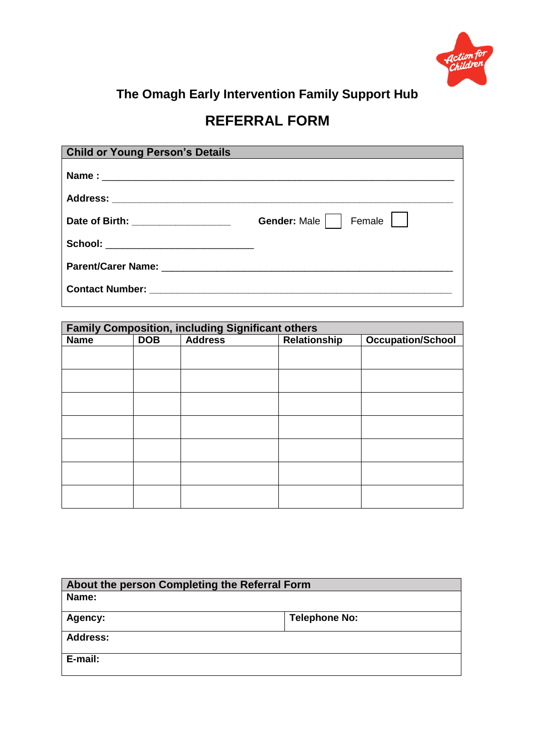## The Omagh Early Intervention Family Support Hub

# REFERRAL FORM

| Child or Young Person's Details |
|---|
| **Name :** ________________________________________________ |
| **Address:** ________________________________________________ |
| **Date of Birth:** _______________ **Gender:** Male ☐ Female ☐ |
| **School:** ______________________ |
| **Parent/Carer Name:** ________________________________________ |
| **Contact Number:** __________________________________________ |

| **Family Composition, including Significant others** | | | | |
|---|---|---|---|---|
| **Name** | **DOB** | **Address** | **Relationship** | **Occupation/School** |
| | | | | |
| | | | | |
| | | | | |
| | | | | |
| | | | | |
| | | | | |
| | | | | |

| **About the person Completing the Referral Form** | |
|---|---|
| **Name:** | |
| **Agency:** | **Telephone No:** |
| **Address:** | |
| **E-mail:** | |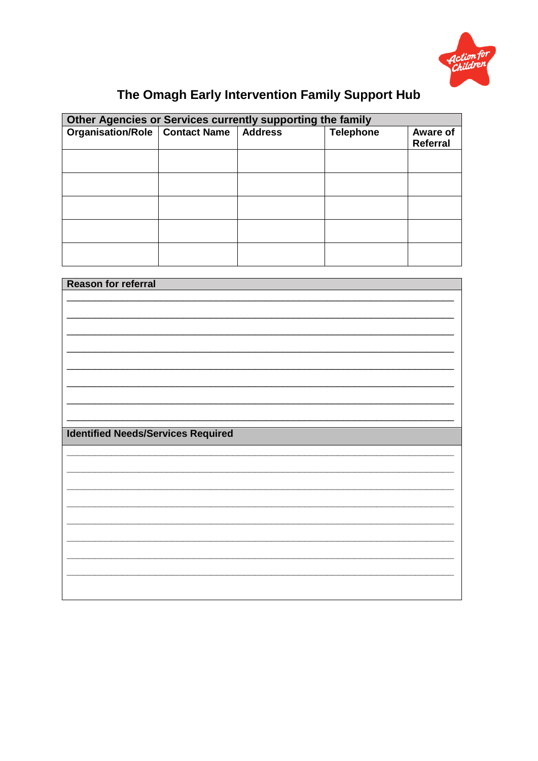# The Omagh Early Intervention Family Support Hub

| Other Agencies or Services currently supporting the family | | | | |
|---|---|---|---|---|
| **Organisation/Role** | **Contact Name** | **Address** | **Telephone** | **Aware of Referral** |
| | | | | |
| | | | | |
| | | | | |
| | | | | |
| | | | | |

**Reason for referral**

______________________________________________________________________________

______________________________________________________________________________

______________________________________________________________________________

______________________________________________________________________________

______________________________________________________________________________

______________________________________________________________________________

______________________________________________________________________________

______________________________________________________________________________

**Identified Needs/Services Required**

______________________________________________________________________________

______________________________________________________________________________

______________________________________________________________________________

______________________________________________________________________________

______________________________________________________________________________

______________________________________________________________________________

______________________________________________________________________________

______________________________________________________________________________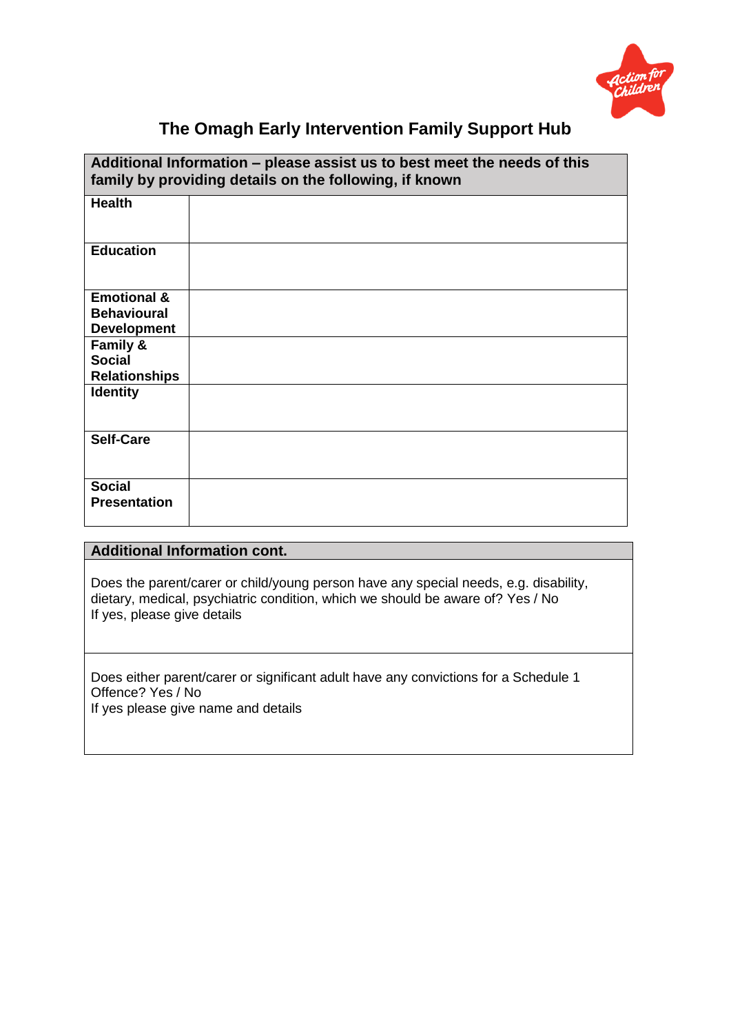# The Omagh Early Intervention Family Support Hub

| Additional Information – please assist us to best meet the needs of this family by providing details on the following, if known | |
|---|---|
| **Health** | |
| **Education** | |
| **Emotional & Behavioural Development** | |
| **Family & Social Relationships** | |
| **Identity** | |
| **Self-Care** | |
| **Social Presentation** | |

| Additional Information cont. |
|---|
| Does the parent/carer or child/young person have any special needs, e.g. disability, dietary, medical, psychiatric condition, which we should be aware of? Yes / No<br>If yes, please give details |
| Does either parent/carer or significant adult have any convictions for a Schedule 1 Offence? Yes / No<br>If yes please give name and details |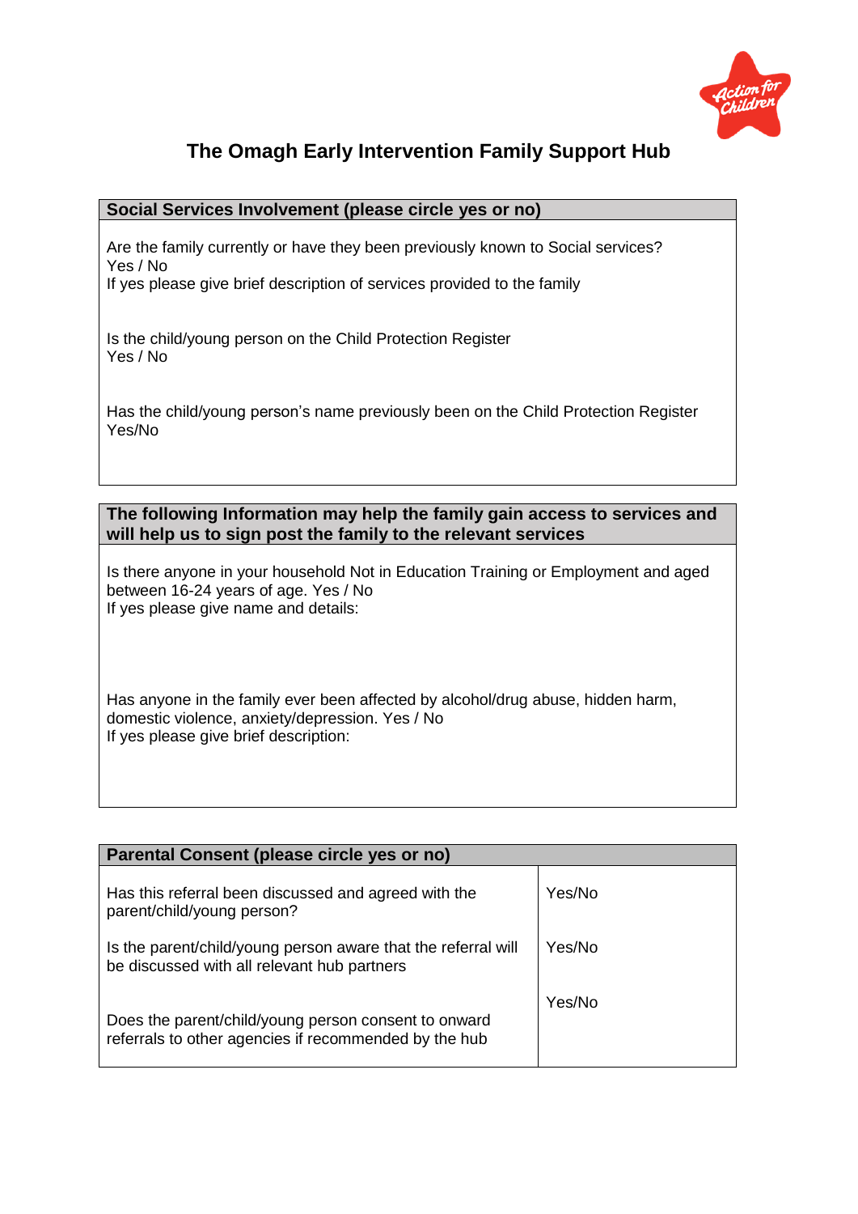# The Omagh Early Intervention Family Support Hub

| **Social Services Involvement (please circle yes or no)** |
|---|
| Are the family currently or have they been previously known to Social services?<br>Yes / No<br>If yes please give brief description of services provided to the family<br><br>Is the child/young person on the Child Protection Register<br>Yes / No<br><br>Has the child/young person's name previously been on the Child Protection Register<br>Yes/No |

| **The following Information may help the family gain access to services and will help us to sign post the family to the relevant services** |
|---|
| Is there anyone in your household Not in Education Training or Employment and aged between 16-24 years of age. Yes / No<br>If yes please give name and details:<br><br>Has anyone in the family ever been affected by alcohol/drug abuse, hidden harm, domestic violence, anxiety/depression. Yes / No<br>If yes please give brief description: |

| **Parental Consent (please circle yes or no)** | |
|---|---|
| Has this referral been discussed and agreed with the parent/child/young person? | Yes/No |
| Is the parent/child/young person aware that the referral will be discussed with all relevant hub partners | Yes/No |
| Does the parent/child/young person consent to onward referrals to other agencies if recommended by the hub | Yes/No |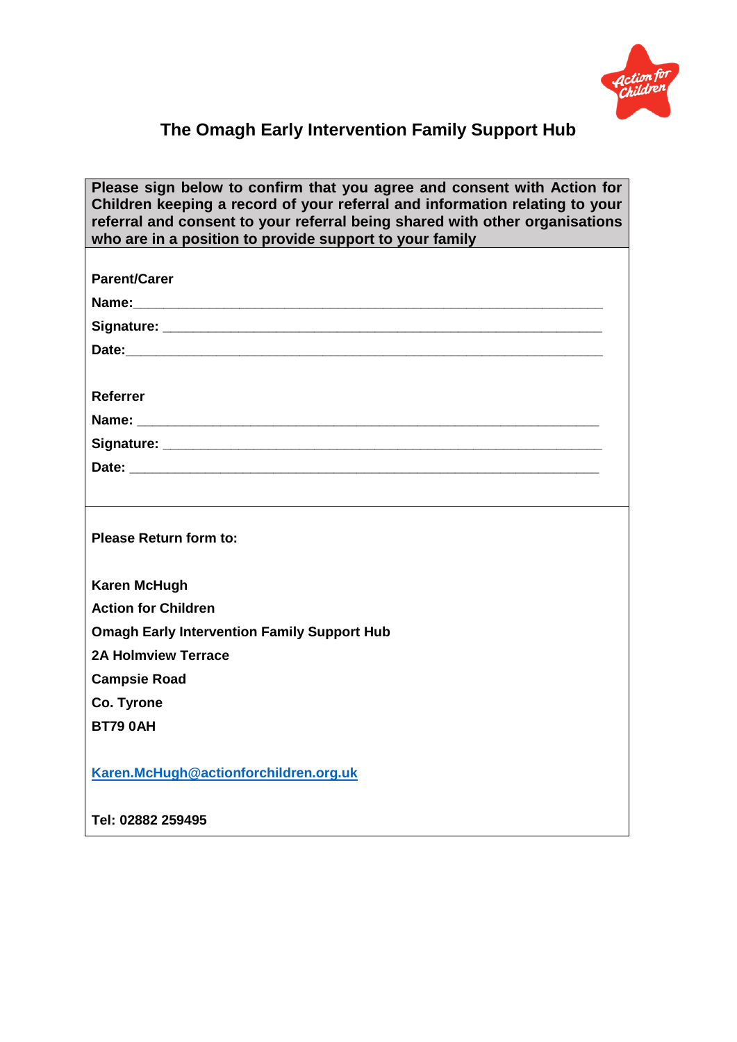# The Omagh Early Intervention Family Support Hub

**Please sign below to confirm that you agree and consent with Action for Children keeping a record of your referral and information relating to your referral and consent to your referral being shared with other organisations who are in a position to provide support to your family**

**Parent/Carer**

**Name:**______________________________________________________________

**Signature:** __________________________________________________________

**Date:**_______________________________________________________________

**Referrer**

**Name:** _____________________________________________________________

**Signature:** __________________________________________________________

**Date:** ______________________________________________________________

**Please Return form to:**

**Karen McHugh**
**Action for Children**
**Omagh Early Intervention Family Support Hub**
**2A Holmview Terrace**
**Campsie Road**
**Co. Tyrone**
**BT79 0AH**

**Karen.McHugh@actionforchildren.org.uk**

**Tel: 02882 259495**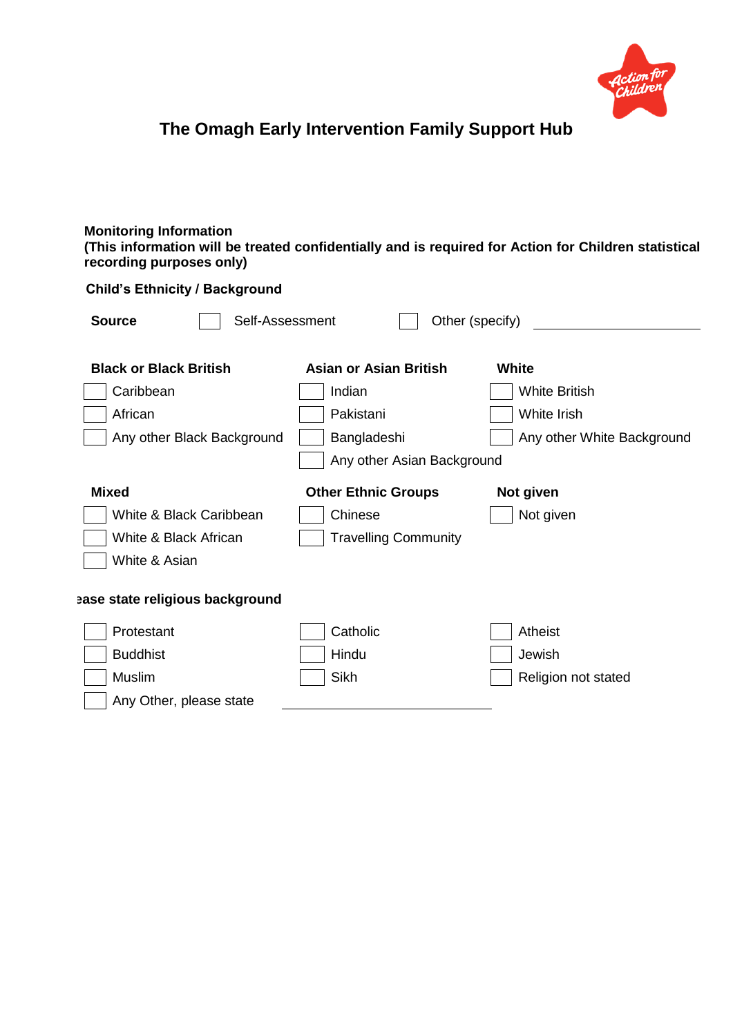# The Omagh Early Intervention Family Support Hub

**Monitoring Information**
**(This information will be treated confidentially and is required for Action for Children statistical recording purposes only)**

**Child's Ethnicity / Background**

**Source** ☐ Self-Assessment ☐ Other (specify) ____________________

**Black or Black British**
- ☐ Caribbean
- ☐ African
- ☐ Any other Black Background

**Asian or Asian British**
- ☐ Indian
- ☐ Pakistani
- ☐ Bangladeshi
- ☐ Any other Asian Background

**White**
- ☐ White British
- ☐ White Irish
- ☐ Any other White Background

**Mixed**
- ☐ White & Black Caribbean
- ☐ White & Black African
- ☐ White & Asian

**Other Ethnic Groups**
- ☐ Chinese
- ☐ Travelling Community

**Not given**
- ☐ Not given

**ease state religious background**

| | | |
|---|---|---|
| ☐ Protestant | ☐ Catholic | ☐ Atheist |
| ☐ Buddhist | ☐ Hindu | ☐ Jewish |
| ☐ Muslim | ☐ Sikh | ☐ Religion not stated |
| ☐ Any Other, please state ____________________ | | |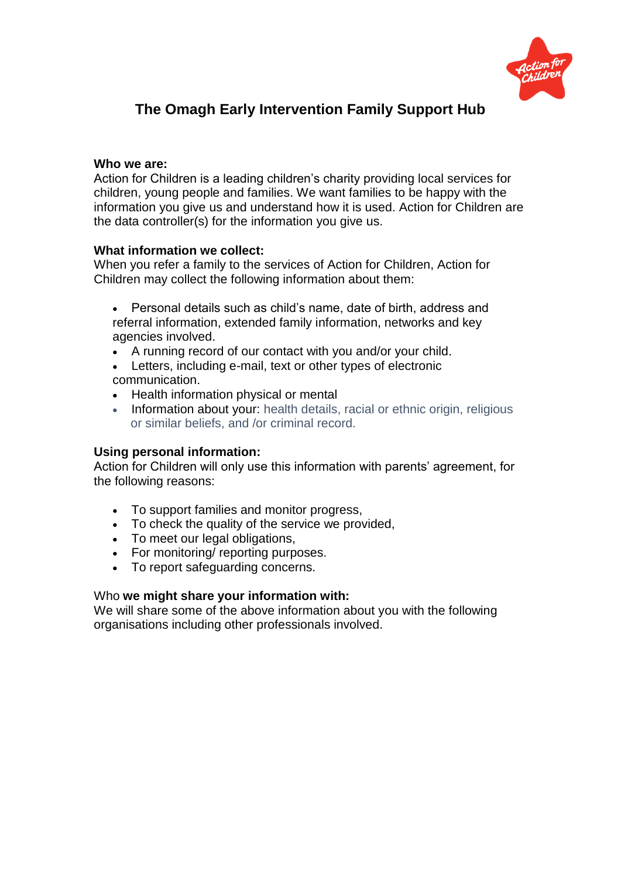# The Omagh Early Intervention Family Support Hub

**Who we are:**
Action for Children is a leading children's charity providing local services for children, young people and families. We want families to be happy with the information you give us and understand how it is used. Action for Children are the data controller(s) for the information you give us.

**What information we collect:**
When you refer a family to the services of Action for Children, Action for Children may collect the following information about them:

- Personal details such as child's name, date of birth, address and referral information, extended family information, networks and key agencies involved.
- A running record of our contact with you and/or your child.
- Letters, including e-mail, text or other types of electronic communication.
- Health information physical or mental
- Information about your: health details, racial or ethnic origin, religious or similar beliefs, and /or criminal record.

**Using personal information:**
Action for Children will only use this information with parents' agreement, for the following reasons:

- To support families and monitor progress,
- To check the quality of the service we provided,
- To meet our legal obligations,
- For monitoring/ reporting purposes.
- To report safeguarding concerns.

Who **we might share your information with:**
We will share some of the above information about you with the following organisations including other professionals involved.